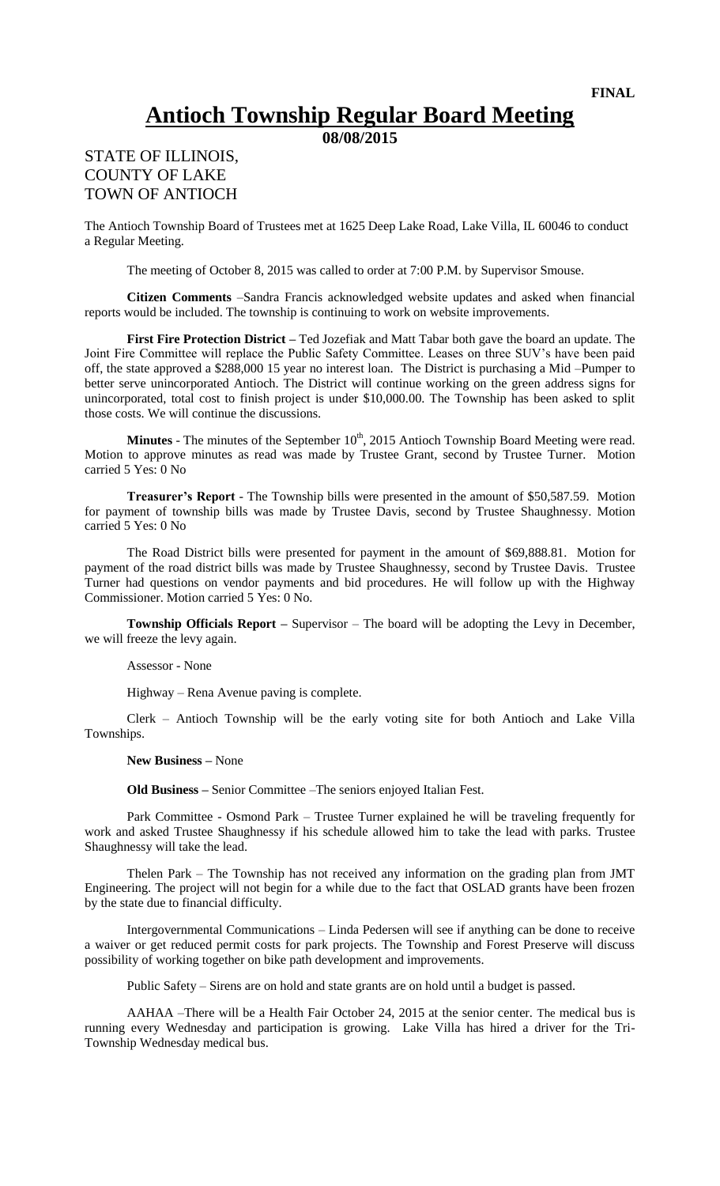**FINAL**

# Antioch Township Regular Board Meeting

**08/08/2015**

STATE OF ILLINOIS,
COUNTY OF LAKE
TOWN OF ANTIOCH

The Antioch Township Board of Trustees met at 1625 Deep Lake Road, Lake Villa, IL 60046 to conduct a Regular Meeting.

The meeting of October 8, 2015 was called to order at 7:00 P.M. by Supervisor Smouse.

**Citizen Comments** –Sandra Francis acknowledged website updates and asked when financial reports would be included. The township is continuing to work on website improvements.

**First Fire Protection District –** Ted Jozefiak and Matt Tabar both gave the board an update. The Joint Fire Committee will replace the Public Safety Committee. Leases on three SUV's have been paid off, the state approved a $288,000 15 year no interest loan. The District is purchasing a Mid –Pumper to better serve unincorporated Antioch. The District will continue working on the green address signs for unincorporated, total cost to finish project is under $10,000.00. The Township has been asked to split those costs. We will continue the discussions.

**Minutes** - The minutes of the September 10th, 2015 Antioch Township Board Meeting were read. Motion to approve minutes as read was made by Trustee Grant, second by Trustee Turner. Motion carried 5 Yes: 0 No

**Treasurer's Report** - The Township bills were presented in the amount of $50,587.59. Motion for payment of township bills was made by Trustee Davis, second by Trustee Shaughnessy. Motion carried 5 Yes: 0 No

The Road District bills were presented for payment in the amount of $69,888.81. Motion for payment of the road district bills was made by Trustee Shaughnessy, second by Trustee Davis. Trustee Turner had questions on vendor payments and bid procedures. He will follow up with the Highway Commissioner. Motion carried 5 Yes: 0 No.

**Township Officials Report –** Supervisor – The board will be adopting the Levy in December, we will freeze the levy again.

Assessor - None

Highway – Rena Avenue paving is complete.

Clerk – Antioch Township will be the early voting site for both Antioch and Lake Villa Townships.

**New Business –** None

**Old Business –** Senior Committee –The seniors enjoyed Italian Fest.

Park Committee - Osmond Park – Trustee Turner explained he will be traveling frequently for work and asked Trustee Shaughnessy if his schedule allowed him to take the lead with parks. Trustee Shaughnessy will take the lead.

Thelen Park – The Township has not received any information on the grading plan from JMT Engineering. The project will not begin for a while due to the fact that OSLAD grants have been frozen by the state due to financial difficulty.

Intergovernmental Communications – Linda Pedersen will see if anything can be done to receive a waiver or get reduced permit costs for park projects. The Township and Forest Preserve will discuss possibility of working together on bike path development and improvements.

Public Safety – Sirens are on hold and state grants are on hold until a budget is passed.

AAHAA –There will be a Health Fair October 24, 2015 at the senior center. The medical bus is running every Wednesday and participation is growing. Lake Villa has hired a driver for the Tri-Township Wednesday medical bus.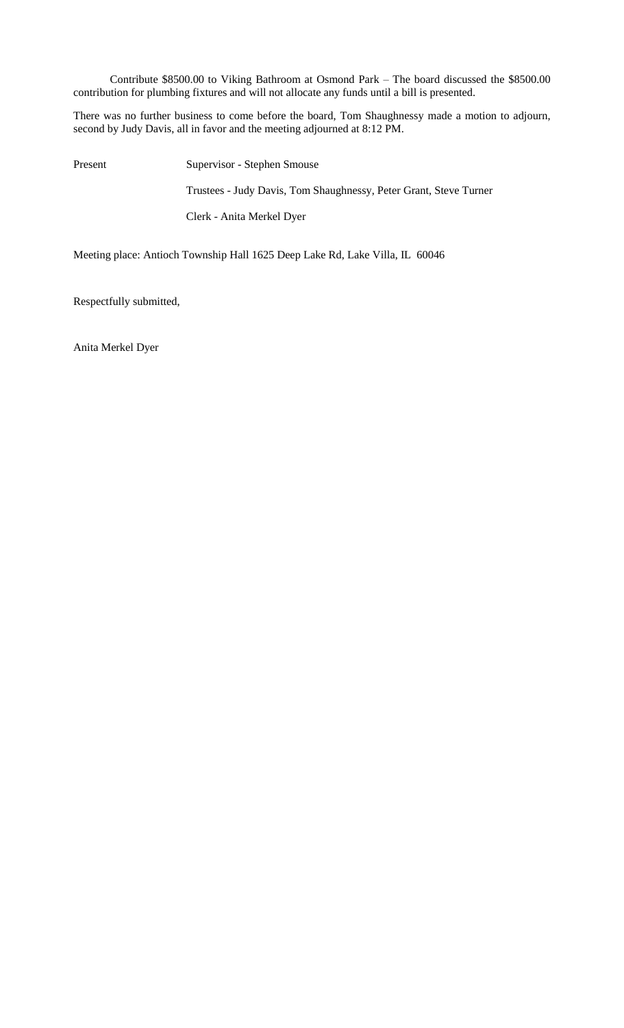Contribute $8500.00 to Viking Bathroom at Osmond Park – The board discussed the $8500.00 contribution for plumbing fixtures and will not allocate any funds until a bill is presented.

There was no further business to come before the board, Tom Shaughnessy made a motion to adjourn, second by Judy Davis, all in favor and the meeting adjourned at 8:12 PM.

Present Supervisor - Stephen Smouse

Trustees - Judy Davis, Tom Shaughnessy, Peter Grant, Steve Turner

Clerk - Anita Merkel Dyer

Meeting place: Antioch Township Hall 1625 Deep Lake Rd, Lake Villa, IL 60046

Respectfully submitted,

Anita Merkel Dyer